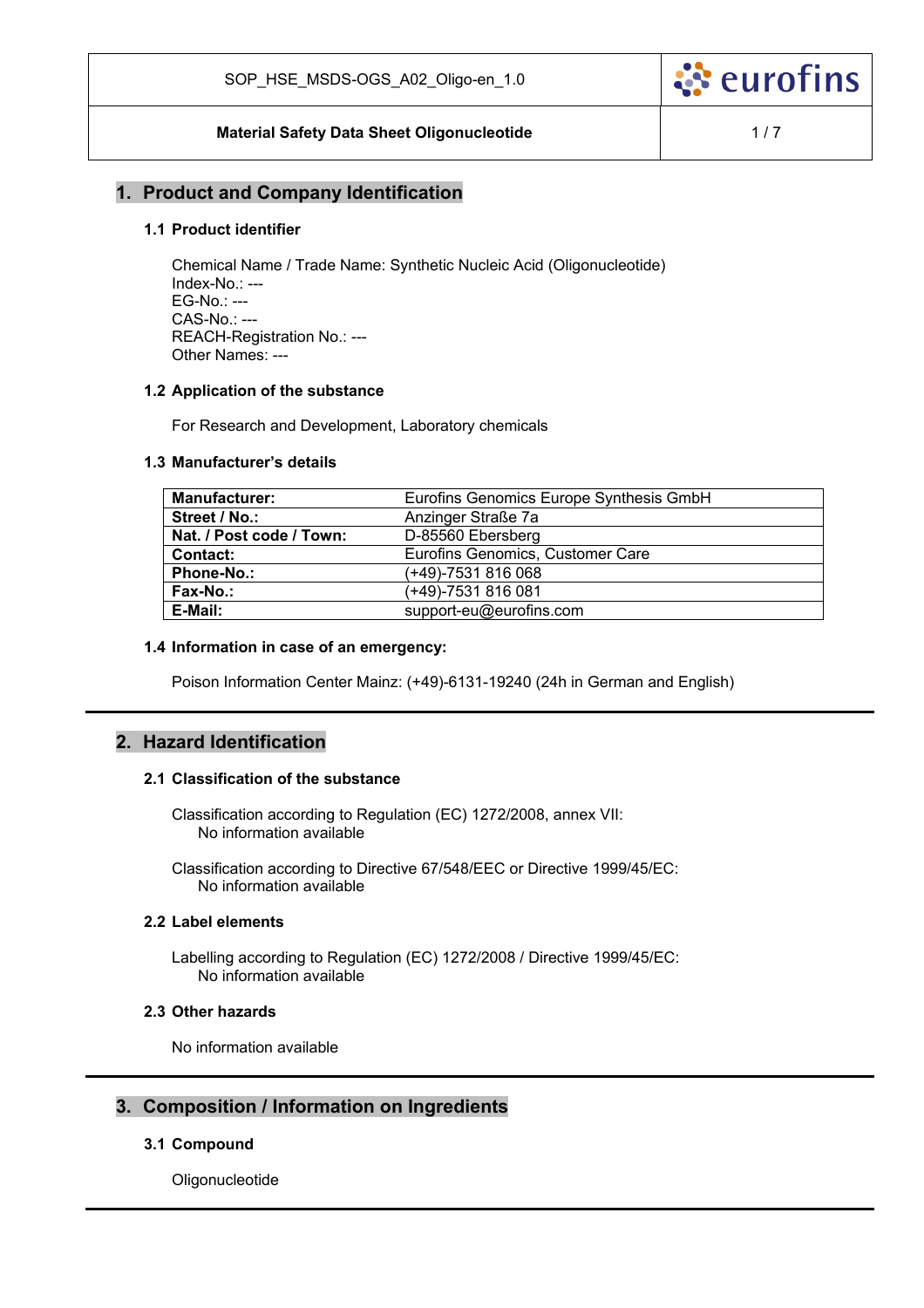## 1. Product and Company Identification

### 1.1 Product identifier

Chemical Name / Trade Name: Synthetic Nucleic Acid (Oligonucleotide)
Index-No.: ---
EG-No.: ---
CAS-No.: ---
REACH-Registration No.: ---
Other Names: ---

### 1.2 Application of the substance

For Research and Development, Laboratory chemicals

### 1.3 Manufacturer's details

| | |
|---|---|
| **Manufacturer:** | Eurofins Genomics Europe Synthesis GmbH |
| **Street / No.:** | Anzinger Straße 7a |
| **Nat. / Post code / Town:** | D-85560 Ebersberg |
| **Contact:** | Eurofins Genomics, Customer Care |
| **Phone-No.:** | (+49)-7531 816 068 |
| **Fax-No.:** | (+49)-7531 816 081 |
| **E-Mail:** | support-eu@eurofins.com |

### 1.4 Information in case of an emergency:

Poison Information Center Mainz: (+49)-6131-19240 (24h in German and English)

## 2. Hazard Identification

### 2.1 Classification of the substance

Classification according to Regulation (EC) 1272/2008, annex VII:
No information available

Classification according to Directive 67/548/EEC or Directive 1999/45/EC:
No information available

### 2.2 Label elements

Labelling according to Regulation (EC) 1272/2008 / Directive 1999/45/EC:
No information available

### 2.3 Other hazards

No information available

## 3. Composition / Information on Ingredients

### 3.1 Compound

Oligonucleotide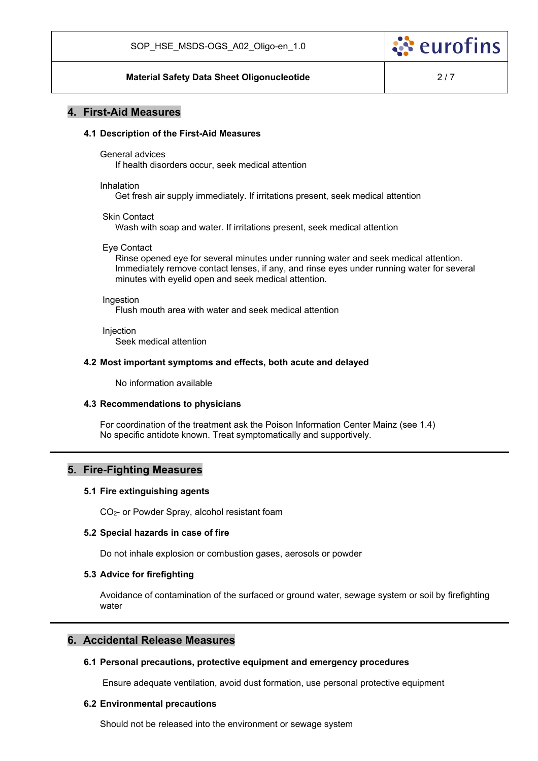## 4. First-Aid Measures

### 4.1 Description of the First-Aid Measures

General advices
If health disorders occur, seek medical attention

Inhalation
Get fresh air supply immediately. If irritations present, seek medical attention

Skin Contact
Wash with soap and water. If irritations present, seek medical attention

Eye Contact
Rinse opened eye for several minutes under running water and seek medical attention. Immediately remove contact lenses, if any, and rinse eyes under running water for several minutes with eyelid open and seek medical attention.

Ingestion
Flush mouth area with water and seek medical attention

Injection
Seek medical attention

### 4.2 Most important symptoms and effects, both acute and delayed

No information available

### 4.3 Recommendations to physicians

For coordination of the treatment ask the Poison Information Center Mainz (see 1.4)
No specific antidote known. Treat symptomatically and supportively.

---

## 5. Fire-Fighting Measures

### 5.1 Fire extinguishing agents

$CO_2$- or Powder Spray, alcohol resistant foam

### 5.2 Special hazards in case of fire

Do not inhale explosion or combustion gases, aerosols or powder

### 5.3 Advice for firefighting

Avoidance of contamination of the surfaced or ground water, sewage system or soil by firefighting water

---

## 6. Accidental Release Measures

### 6.1 Personal precautions, protective equipment and emergency procedures

Ensure adequate ventilation, avoid dust formation, use personal protective equipment

### 6.2 Environmental precautions

Should not be released into the environment or sewage system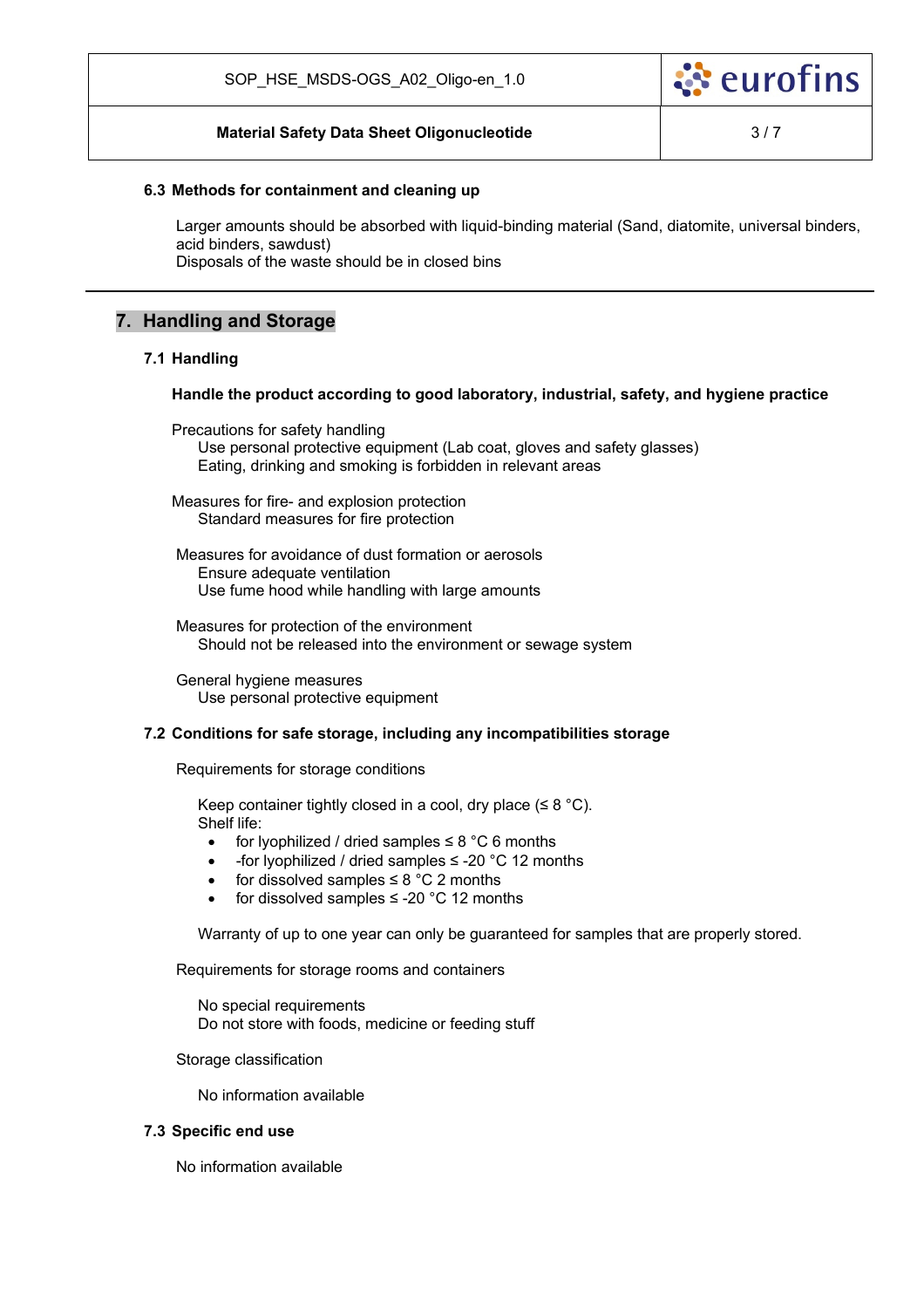### 6.3 Methods for containment and cleaning up

Larger amounts should be absorbed with liquid-binding material (Sand, diatomite, universal binders, acid binders, sawdust)
Disposals of the waste should be in closed bins

---

## 7. Handling and Storage

### 7.1 Handling

**Handle the product according to good laboratory, industrial, safety, and hygiene practice**

Precautions for safety handling
Use personal protective equipment (Lab coat, gloves and safety glasses)
Eating, drinking and smoking is forbidden in relevant areas

Measures for fire- and explosion protection
Standard measures for fire protection

Measures for avoidance of dust formation or aerosols
Ensure adequate ventilation
Use fume hood while handling with large amounts

Measures for protection of the environment
Should not be released into the environment or sewage system

General hygiene measures
Use personal protective equipment

### 7.2 Conditions for safe storage, including any incompatibilities storage

Requirements for storage conditions

Keep container tightly closed in a cool, dry place (≤ 8 °C).
Shelf life:

- for lyophilized / dried samples ≤ 8 °C 6 months
- -for lyophilized / dried samples ≤ -20 °C 12 months
- for dissolved samples ≤ 8 °C 2 months
- for dissolved samples ≤ -20 °C 12 months

Warranty of up to one year can only be guaranteed for samples that are properly stored.

Requirements for storage rooms and containers

No special requirements
Do not store with foods, medicine or feeding stuff

Storage classification

No information available

### 7.3 Specific end use

No information available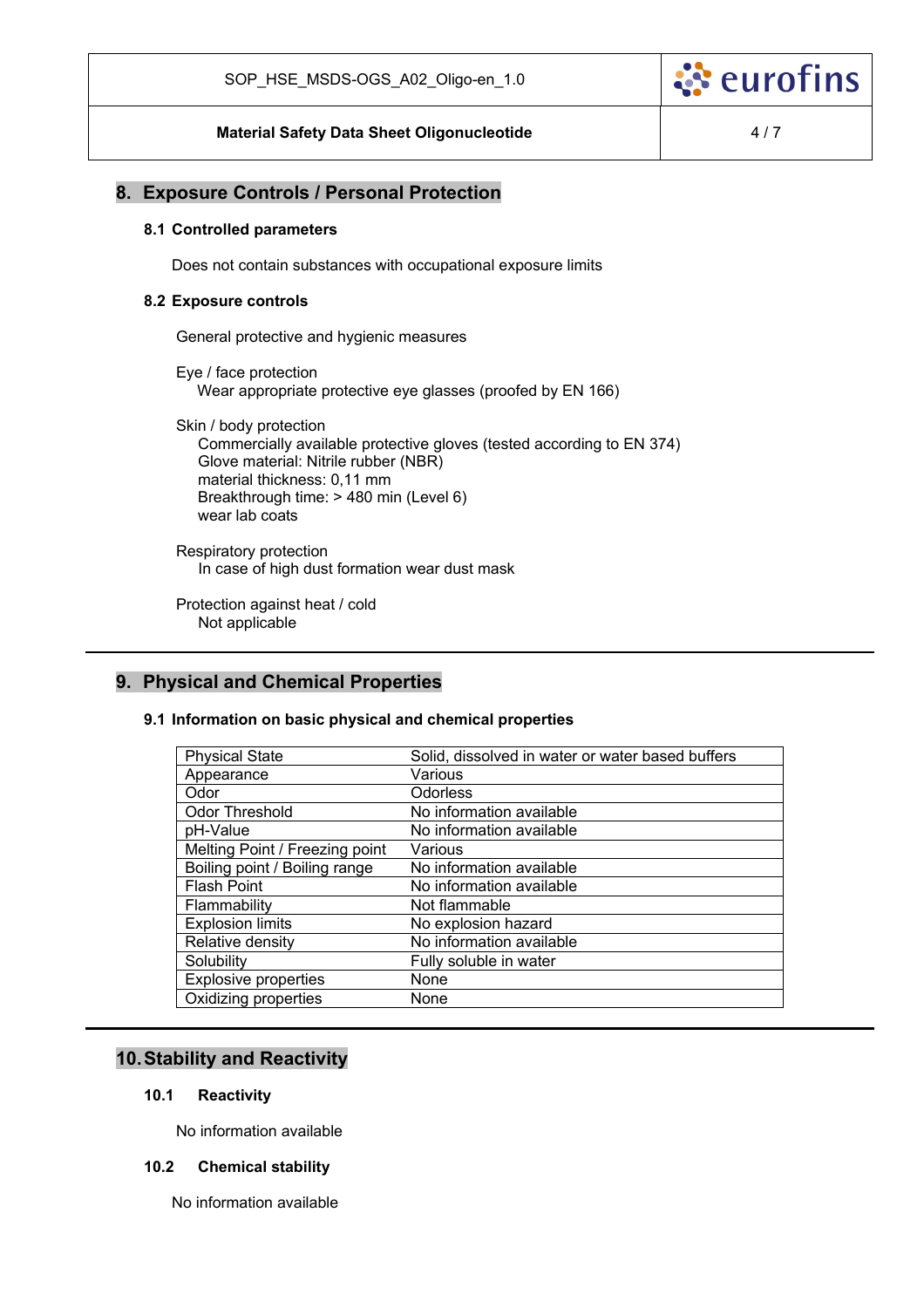## 8. Exposure Controls / Personal Protection

### 8.1 Controlled parameters

Does not contain substances with occupational exposure limits

### 8.2 Exposure controls

General protective and hygienic measures

Eye / face protection
Wear appropriate protective eye glasses (proofed by EN 166)

Skin / body protection
Commercially available protective gloves (tested according to EN 374)
Glove material: Nitrile rubber (NBR)
material thickness: 0,11 mm
Breakthrough time: > 480 min (Level 6)
wear lab coats

Respiratory protection
In case of high dust formation wear dust mask

Protection against heat / cold
Not applicable

## 9. Physical and Chemical Properties

### 9.1 Information on basic physical and chemical properties

| Property | Value |
|---|---|
| Physical State | Solid, dissolved in water or water based buffers |
| Appearance | Various |
| Odor | Odorless |
| Odor Threshold | No information available |
| pH-Value | No information available |
| Melting Point / Freezing point | Various |
| Boiling point / Boiling range | No information available |
| Flash Point | No information available |
| Flammability | Not flammable |
| Explosion limits | No explosion hazard |
| Relative density | No information available |
| Solubility | Fully soluble in water |
| Explosive properties | None |
| Oxidizing properties | None |

## 10. Stability and Reactivity

### 10.1 Reactivity

No information available

### 10.2 Chemical stability

No information available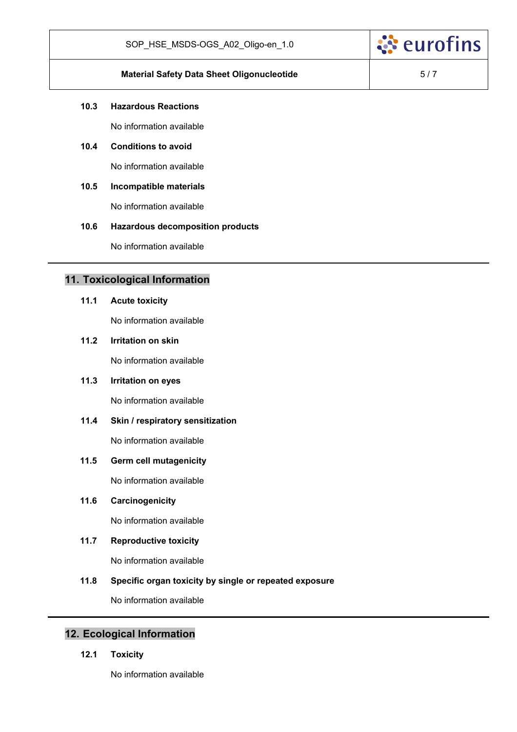### 10.3 Hazardous Reactions

No information available

### 10.4 Conditions to avoid

No information available

### 10.5 Incompatible materials

No information available

### 10.6 Hazardous decomposition products

No information available

---

## 11. Toxicological Information

### 11.1 Acute toxicity

No information available

### 11.2 Irritation on skin

No information available

### 11.3 Irritation on eyes

No information available

### 11.4 Skin / respiratory sensitization

No information available

### 11.5 Germ cell mutagenicity

No information available

### 11.6 Carcinogenicity

No information available

### 11.7 Reproductive toxicity

No information available

### 11.8 Specific organ toxicity by single or repeated exposure

No information available

---

## 12. Ecological Information

### 12.1 Toxicity

No information available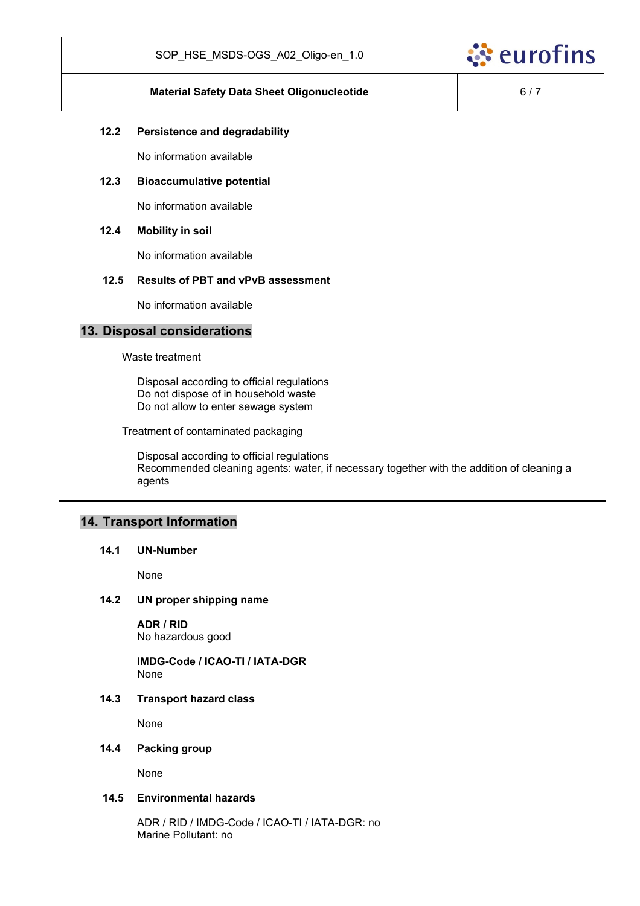### 12.2 Persistence and degradability

No information available

### 12.3 Bioaccumulative potential

No information available

### 12.4 Mobility in soil

No information available

### 12.5 Results of PBT and vPvB assessment

No information available

## 13. Disposal considerations

Waste treatment

Disposal according to official regulations
Do not dispose of in household waste
Do not allow to enter sewage system

Treatment of contaminated packaging

Disposal according to official regulations
Recommended cleaning agents: water, if necessary together with the addition of cleaning a agents

---

## 14. Transport Information

### 14.1 UN-Number

None

### 14.2 UN proper shipping name

**ADR / RID**
No hazardous good

**IMDG-Code / ICAO-TI / IATA-DGR**
None

### 14.3 Transport hazard class

None

### 14.4 Packing group

None

### 14.5 Environmental hazards

ADR / RID / IMDG-Code / ICAO-TI / IATA-DGR: no
Marine Pollutant: no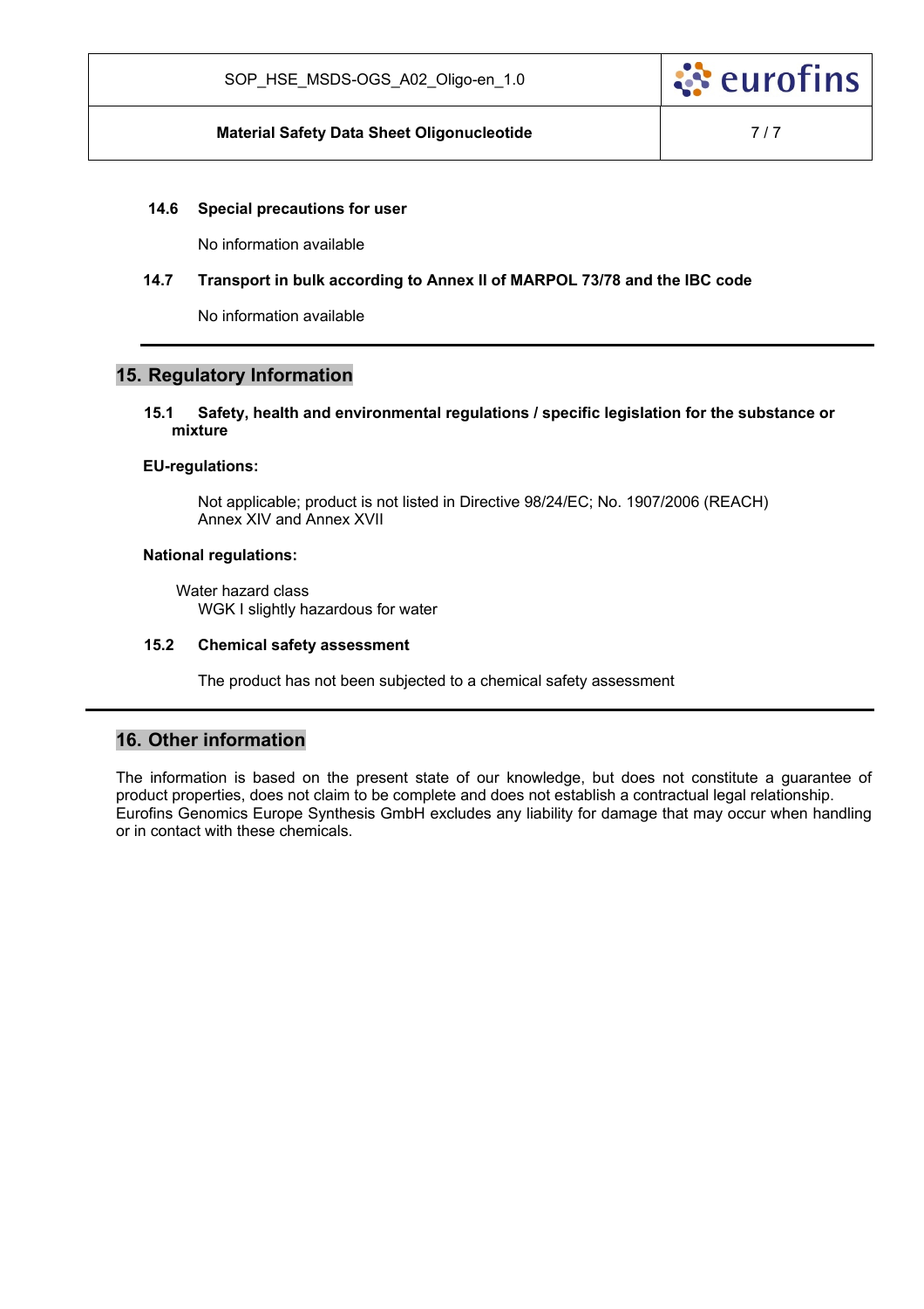### 14.6 Special precautions for user

No information available

### 14.7 Transport in bulk according to Annex II of MARPOL 73/78 and the IBC code

No information available

## 15. Regulatory Information

### 15.1 Safety, health and environmental regulations / specific legislation for the substance or mixture

**EU-regulations:**

Not applicable; product is not listed in Directive 98/24/EC; No. 1907/2006 (REACH) Annex XIV and Annex XVII

**National regulations:**

Water hazard class
WGK I slightly hazardous for water

### 15.2 Chemical safety assessment

The product has not been subjected to a chemical safety assessment

## 16. Other information

The information is based on the present state of our knowledge, but does not constitute a guarantee of product properties, does not claim to be complete and does not establish a contractual legal relationship. Eurofins Genomics Europe Synthesis GmbH excludes any liability for damage that may occur when handling or in contact with these chemicals.